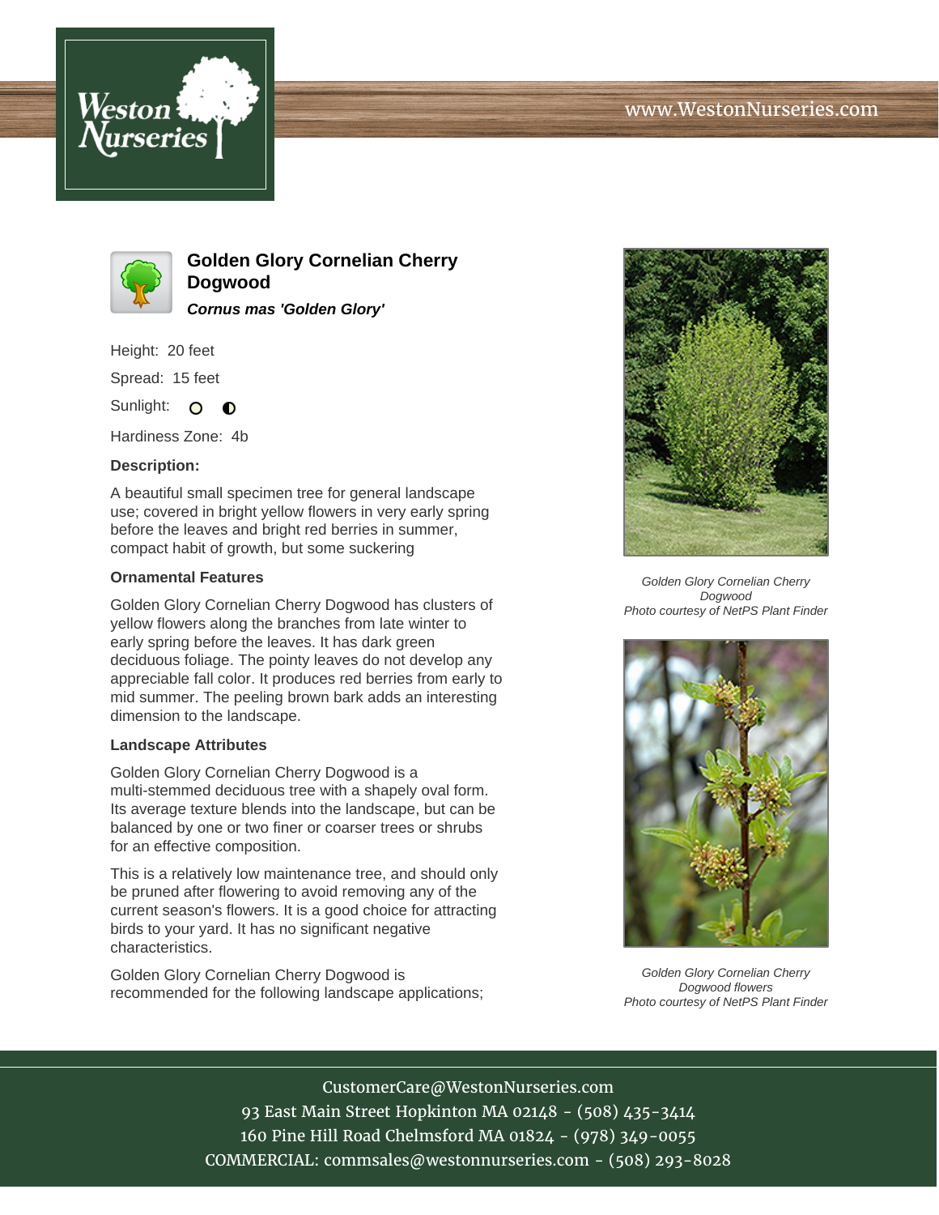# Golden Glory Cornelian Cherry Dogwood

***Cornus mas 'Golden Glory'***

Height: 20 feet

Spread: 15 feet

Sunlight:

Hardiness Zone: 4b

### Description:

A beautiful small specimen tree for general landscape use; covered in bright yellow flowers in very early spring before the leaves and bright red berries in summer, compact habit of growth, but some suckering

### Ornamental Features

Golden Glory Cornelian Cherry Dogwood has clusters of yellow flowers along the branches from late winter to early spring before the leaves. It has dark green deciduous foliage. The pointy leaves do not develop any appreciable fall color. It produces red berries from early to mid summer. The peeling brown bark adds an interesting dimension to the landscape.

### Landscape Attributes

Golden Glory Cornelian Cherry Dogwood is a multi-stemmed deciduous tree with a shapely oval form. Its average texture blends into the landscape, but can be balanced by one or two finer or coarser trees or shrubs for an effective composition.

This is a relatively low maintenance tree, and should only be pruned after flowering to avoid removing any of the current season's flowers. It is a good choice for attracting birds to your yard. It has no significant negative characteristics.

Golden Glory Cornelian Cherry Dogwood is recommended for the following landscape applications;

*Golden Glory Cornelian Cherry Dogwood*
*Photo courtesy of NetPS Plant Finder*

*Golden Glory Cornelian Cherry Dogwood flowers*
*Photo courtesy of NetPS Plant Finder*

CustomerCare@WestonNurseries.com
93 East Main Street Hopkinton MA 02148 - (508) 435-3414
160 Pine Hill Road Chelmsford MA 01824 - (978) 349-0055
COMMERCIAL: commsales@westonnurseries.com - (508) 293-8028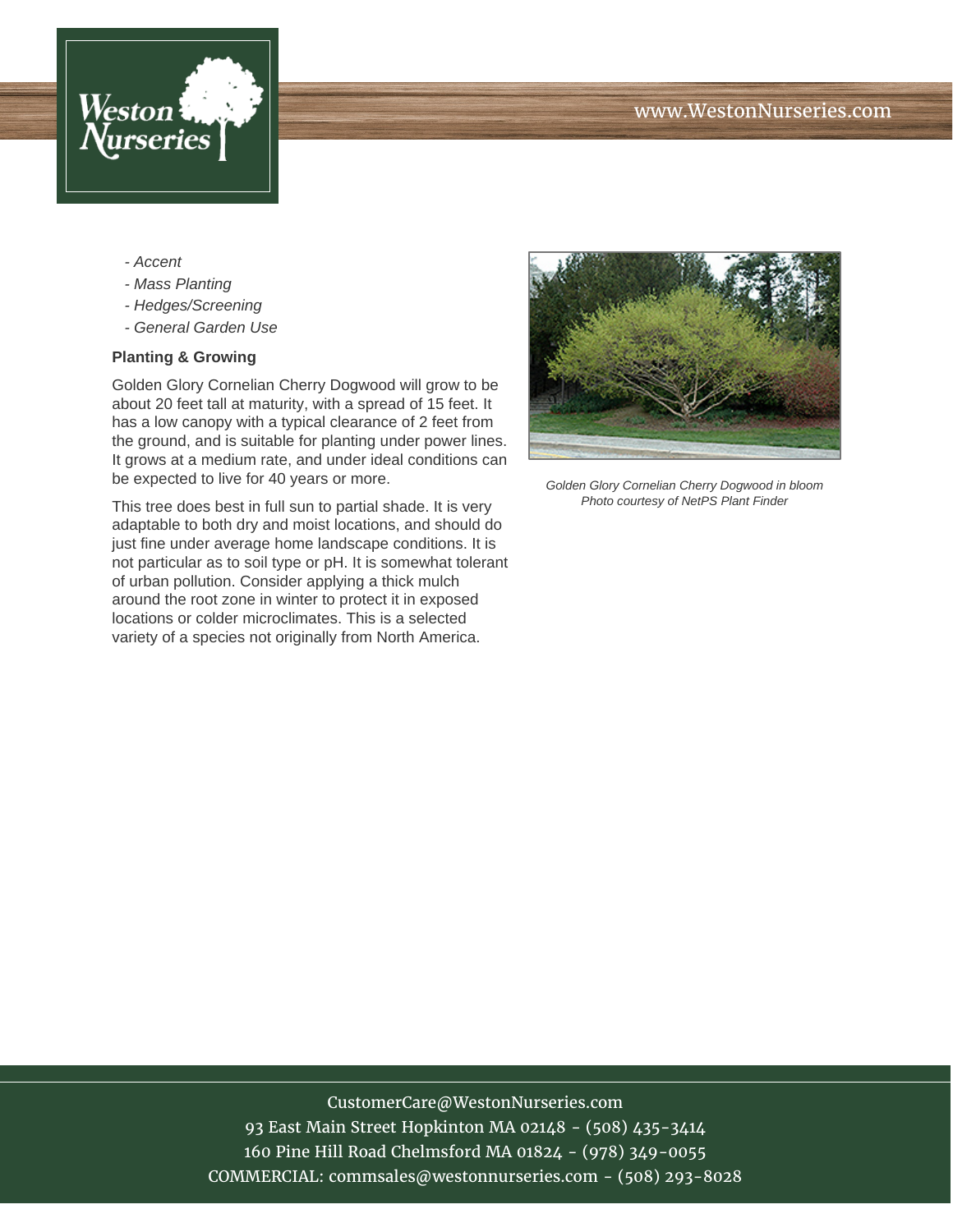- *Accent*
- *Mass Planting*
- *Hedges/Screening*
- *General Garden Use*

**Planting & Growing**

Golden Glory Cornelian Cherry Dogwood will grow to be about 20 feet tall at maturity, with a spread of 15 feet. It has a low canopy with a typical clearance of 2 feet from the ground, and is suitable for planting under power lines. It grows at a medium rate, and under ideal conditions can be expected to live for 40 years or more.

This tree does best in full sun to partial shade. It is very adaptable to both dry and moist locations, and should do just fine under average home landscape conditions. It is not particular as to soil type or pH. It is somewhat tolerant of urban pollution. Consider applying a thick mulch around the root zone in winter to protect it in exposed locations or colder microclimates. This is a selected variety of a species not originally from North America.

*Golden Glory Cornelian Cherry Dogwood in bloom*
*Photo courtesy of NetPS Plant Finder*

CustomerCare@WestonNurseries.com
93 East Main Street Hopkinton MA 02148 - (508) 435-3414
160 Pine Hill Road Chelmsford MA 01824 - (978) 349-0055
COMMERCIAL: commsales@westonnurseries.com - (508) 293-8028